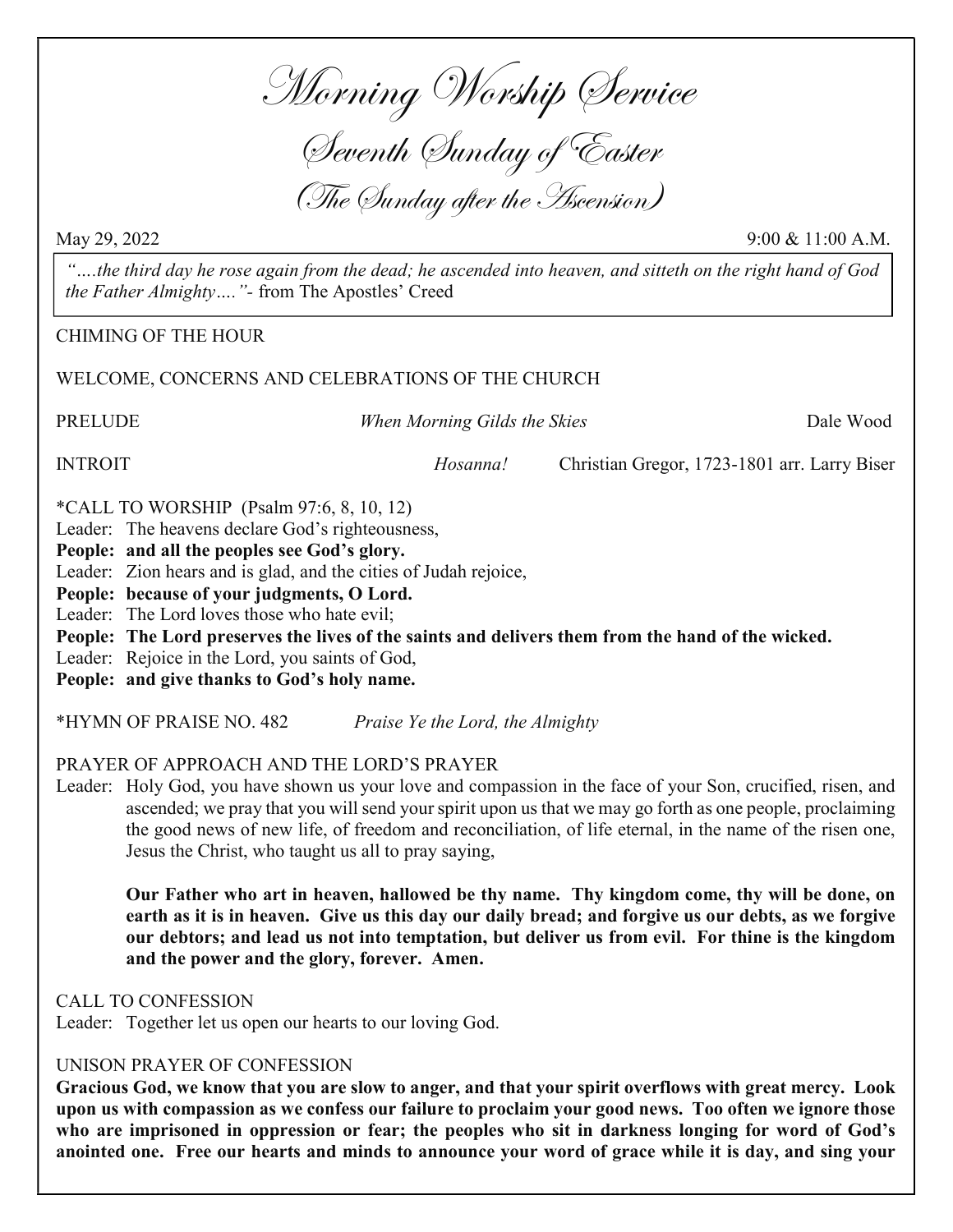# Morning Worship Service

## Seventh Sunday of Easter

## (The Sunday after the Ascension)

May 29, 2022 9:00 & 11:00 A.M.

*"….the third day he rose again from the dead; he ascended into heaven, and sitteth on the right hand of God the Father Almighty…."*- from The Apostles' Creed

CHIMING OF THE HOUR

WELCOME, CONCERNS AND CELEBRATIONS OF THE CHURCH

PRELUDE *When Morning Gilds the Skies* Dale Wood

INTROIT *Hosanna!* Christian Gregor, 1723-1801 arr. Larry Biser

*CALL TO WORSHIP (Psalm 97:6, 8, 10, 12)

Leader: The heavens declare God's righteousness,

**People: and all the peoples see God's glory.**

Leader: Zion hears and is glad, and the cities of Judah rejoice,

**People: because of your judgments, O Lord.**

Leader: The Lord loves those who hate evil;

**People: The Lord preserves the lives of the saints and delivers them from the hand of the wicked.**

Leader: Rejoice in the Lord, you saints of God,

**People: and give thanks to God's holy name.**

*HYMN OF PRAISE NO. 482 *Praise Ye the Lord, the Almighty*

PRAYER OF APPROACH AND THE LORD'S PRAYER

Leader: Holy God, you have shown us your love and compassion in the face of your Son, crucified, risen, and ascended; we pray that you will send your spirit upon us that we may go forth as one people, proclaiming the good news of new life, of freedom and reconciliation, of life eternal, in the name of the risen one, Jesus the Christ, who taught us all to pray saying,

**Our Father who art in heaven, hallowed be thy name. Thy kingdom come, thy will be done, on earth as it is in heaven. Give us this day our daily bread; and forgive us our debts, as we forgive our debtors; and lead us not into temptation, but deliver us from evil. For thine is the kingdom and the power and the glory, forever. Amen.**

CALL TO CONFESSION

Leader: Together let us open our hearts to our loving God.

UNISON PRAYER OF CONFESSION

**Gracious God, we know that you are slow to anger, and that your spirit overflows with great mercy. Look upon us with compassion as we confess our failure to proclaim your good news. Too often we ignore those who are imprisoned in oppression or fear; the peoples who sit in darkness longing for word of God's anointed one. Free our hearts and minds to announce your word of grace while it is day, and sing your**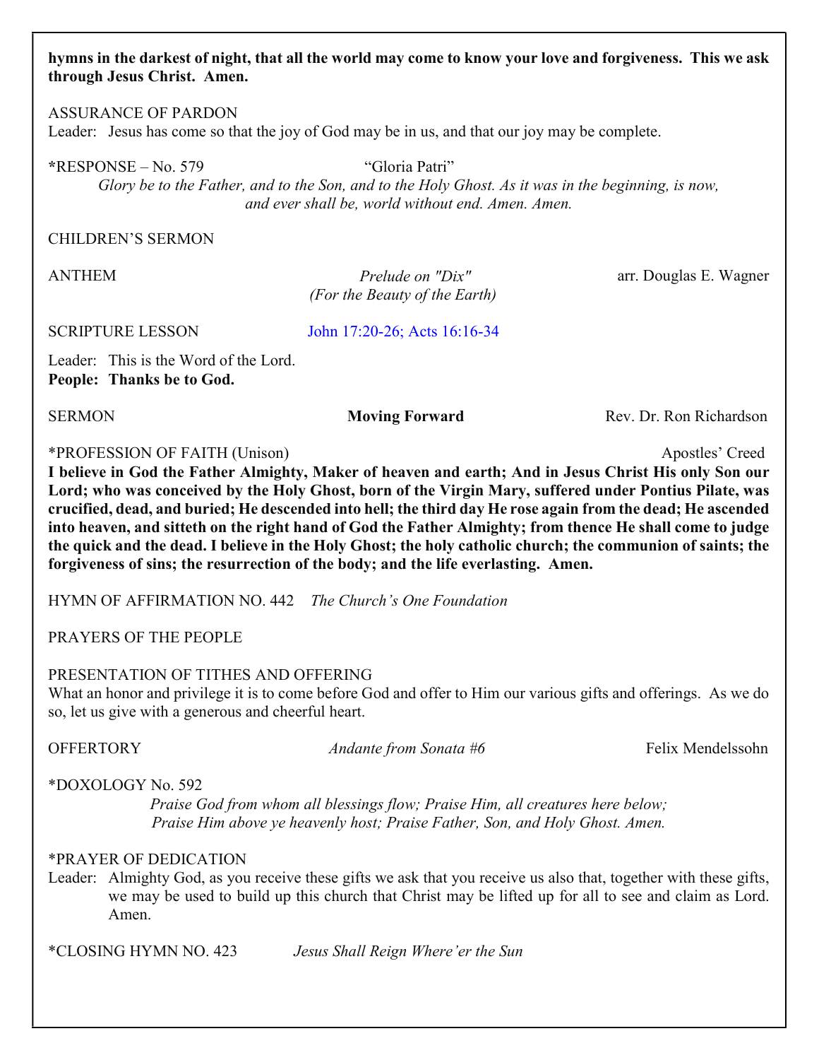**hymns in the darkest of night, that all the world may come to know your love and forgiveness. This we ask through Jesus Christ. Amen.**

ASSURANCE OF PARDON

Leader: Jesus has come so that the joy of God may be in us, and that our joy may be complete.

***RESPONSE – No. 579** "Gloria Patri"

*Glory be to the Father, and to the Son, and to the Holy Ghost. As it was in the beginning, is now, and ever shall be, world without end. Amen. Amen.*

CHILDREN'S SERMON

ANTHEM *Prelude on "Dix" (For the Beauty of the Earth)* arr. Douglas E. Wagner

SCRIPTURE LESSON John 17:20-26; Acts 16:16-34

Leader: This is the Word of the Lord.

**People: Thanks be to God.**

SERMON **Moving Forward** Rev. Dr. Ron Richardson

*PROFESSION OF FAITH (Unison) Apostles' Creed

**I believe in God the Father Almighty, Maker of heaven and earth; And in Jesus Christ His only Son our Lord; who was conceived by the Holy Ghost, born of the Virgin Mary, suffered under Pontius Pilate, was crucified, dead, and buried; He descended into hell; the third day He rose again from the dead; He ascended into heaven, and sitteth on the right hand of God the Father Almighty; from thence He shall come to judge the quick and the dead. I believe in the Holy Ghost; the holy catholic church; the communion of saints; the forgiveness of sins; the resurrection of the body; and the life everlasting. Amen.**

HYMN OF AFFIRMATION NO. 442 *The Church's One Foundation*

PRAYERS OF THE PEOPLE

PRESENTATION OF TITHES AND OFFERING

What an honor and privilege it is to come before God and offer to Him our various gifts and offerings. As we do so, let us give with a generous and cheerful heart.

OFFERTORY *Andante from Sonata #6* Felix Mendelssohn

*DOXOLOGY No. 592

*Praise God from whom all blessings flow; Praise Him, all creatures here below;*
*Praise Him above ye heavenly host; Praise Father, Son, and Holy Ghost. Amen.*

*PRAYER OF DEDICATION

Leader: Almighty God, as you receive these gifts we ask that you receive us also that, together with these gifts, we may be used to build up this church that Christ may be lifted up for all to see and claim as Lord. Amen.

*CLOSING HYMN NO. 423 *Jesus Shall Reign Where'er the Sun*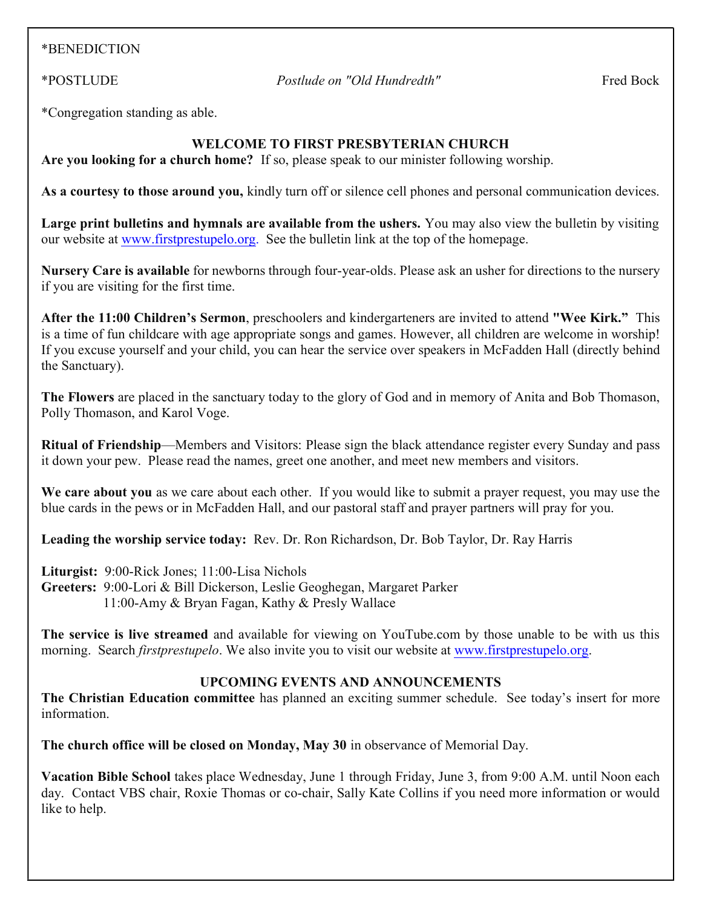*BENEDICTION

*POSTLUDE *Postlude on "Old Hundredth"* Fred Bock

*Congregation standing as able.

## WELCOME TO FIRST PRESBYTERIAN CHURCH

**Are you looking for a church home?** If so, please speak to our minister following worship.

**As a courtesy to those around you,** kindly turn off or silence cell phones and personal communication devices.

**Large print bulletins and hymnals are available from the ushers.** You may also view the bulletin by visiting our website at www.firstprestupelo.org. See the bulletin link at the top of the homepage.

**Nursery Care is available** for newborns through four-year-olds. Please ask an usher for directions to the nursery if you are visiting for the first time.

**After the 11:00 Children's Sermon**, preschoolers and kindergarteners are invited to attend **"Wee Kirk."** This is a time of fun childcare with age appropriate songs and games. However, all children are welcome in worship! If you excuse yourself and your child, you can hear the service over speakers in McFadden Hall (directly behind the Sanctuary).

**The Flowers** are placed in the sanctuary today to the glory of God and in memory of Anita and Bob Thomason, Polly Thomason, and Karol Voge.

**Ritual of Friendship**—Members and Visitors: Please sign the black attendance register every Sunday and pass it down your pew. Please read the names, greet one another, and meet new members and visitors.

**We care about you** as we care about each other. If you would like to submit a prayer request, you may use the blue cards in the pews or in McFadden Hall, and our pastoral staff and prayer partners will pray for you.

**Leading the worship service today:** Rev. Dr. Ron Richardson, Dr. Bob Taylor, Dr. Ray Harris

**Liturgist:** 9:00-Rick Jones; 11:00-Lisa Nichols
**Greeters:** 9:00-Lori & Bill Dickerson, Leslie Geoghegan, Margaret Parker
11:00-Amy & Bryan Fagan, Kathy & Presly Wallace

**The service is live streamed** and available for viewing on YouTube.com by those unable to be with us this morning. Search *firstprestupelo*. We also invite you to visit our website at www.firstprestupelo.org.

## UPCOMING EVENTS AND ANNOUNCEMENTS

**The Christian Education committee** has planned an exciting summer schedule. See today's insert for more information.

**The church office will be closed on Monday, May 30** in observance of Memorial Day.

**Vacation Bible School** takes place Wednesday, June 1 through Friday, June 3, from 9:00 A.M. until Noon each day. Contact VBS chair, Roxie Thomas or co-chair, Sally Kate Collins if you need more information or would like to help.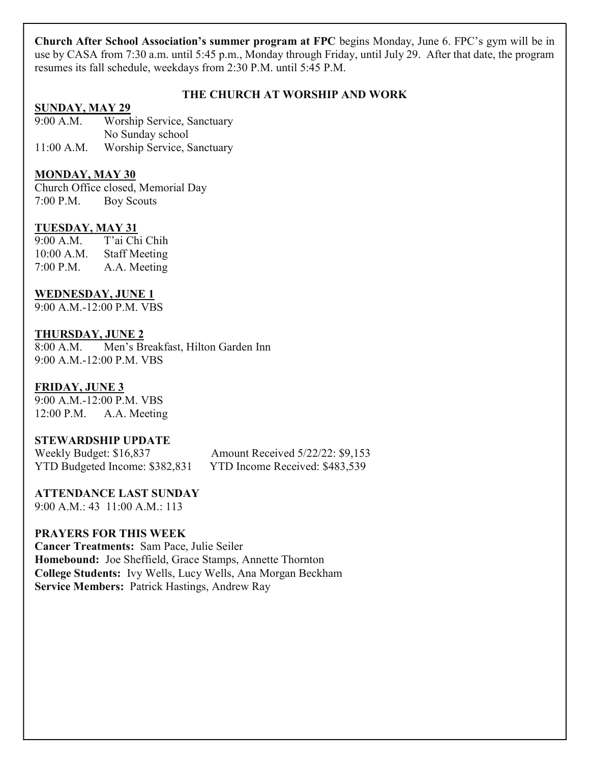**Church After School Association's summer program at FPC** begins Monday, June 6. FPC's gym will be in use by CASA from 7:30 a.m. until 5:45 p.m., Monday through Friday, until July 29. After that date, the program resumes its fall schedule, weekdays from 2:30 P.M. until 5:45 P.M.

## THE CHURCH AT WORSHIP AND WORK

**SUNDAY, MAY 29**

9:00 A.M. Worship Service, Sanctuary
No Sunday school
11:00 A.M. Worship Service, Sanctuary

**MONDAY, MAY 30**

Church Office closed, Memorial Day
7:00 P.M. Boy Scouts

**TUESDAY, MAY 31**

9:00 A.M. T'ai Chi Chih
10:00 A.M. Staff Meeting
7:00 P.M. A.A. Meeting

**WEDNESDAY, JUNE 1**

9:00 A.M.-12:00 P.M. VBS

**THURSDAY, JUNE 2**

8:00 A.M. Men's Breakfast, Hilton Garden Inn
9:00 A.M.-12:00 P.M. VBS

**FRIDAY, JUNE 3**

9:00 A.M.-12:00 P.M. VBS
12:00 P.M. A.A. Meeting

**STEWARDSHIP UPDATE**

Weekly Budget: $16,837 Amount Received 5/22/22: $9,153
YTD Budgeted Income: $382,831 YTD Income Received: $483,539

**ATTENDANCE LAST SUNDAY**

9:00 A.M.: 43 11:00 A.M.: 113

**PRAYERS FOR THIS WEEK**

**Cancer Treatments:** Sam Pace, Julie Seiler
**Homebound:** Joe Sheffield, Grace Stamps, Annette Thornton
**College Students:** Ivy Wells, Lucy Wells, Ana Morgan Beckham
**Service Members:** Patrick Hastings, Andrew Ray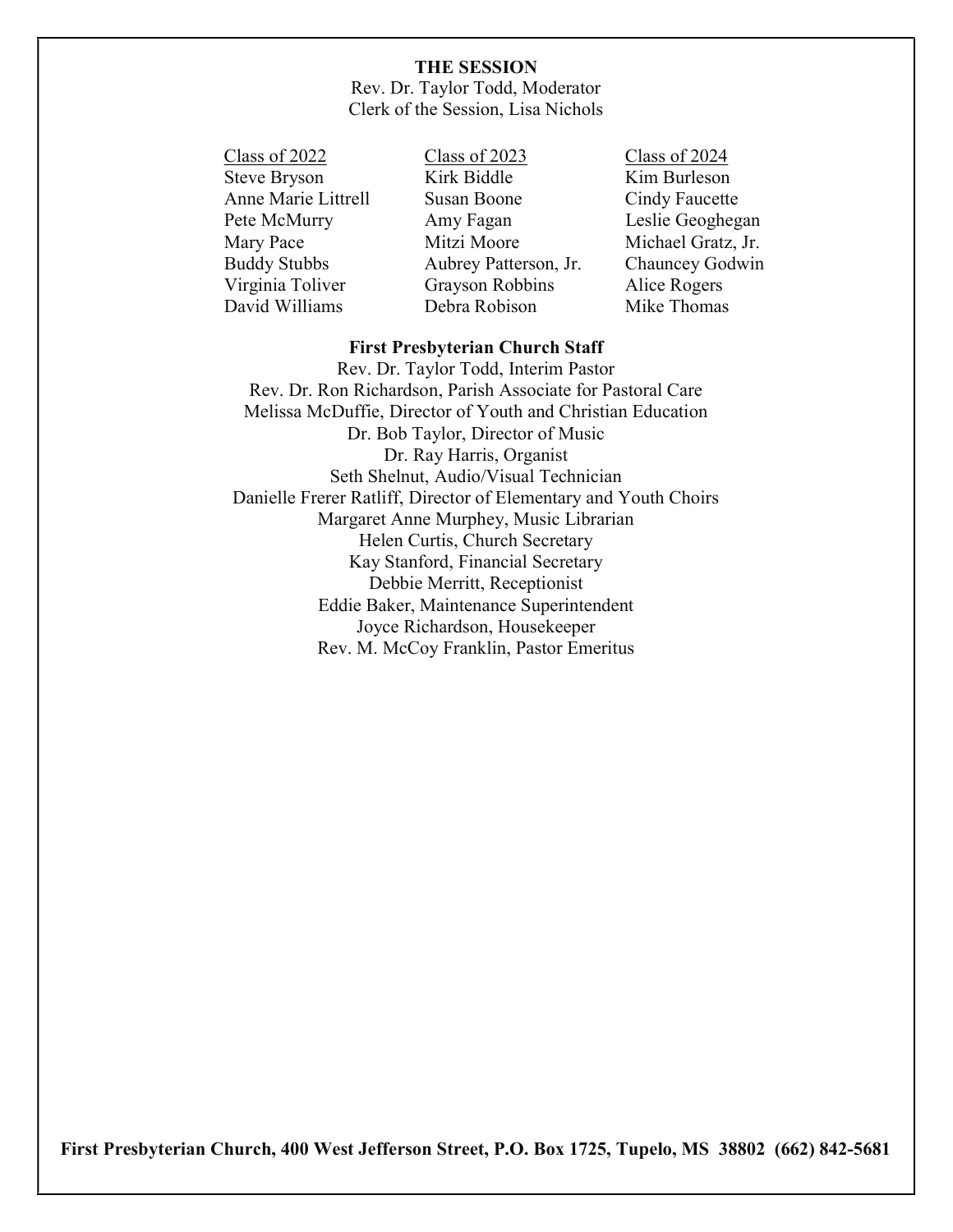## THE SESSION

Rev. Dr. Taylor Todd, Moderator
Clerk of the Session, Lisa Nichols

| Class of 2022 | Class of 2023 | Class of 2024 |
|---|---|---|
| Steve Bryson | Kirk Biddle | Kim Burleson |
| Anne Marie Littrell | Susan Boone | Cindy Faucette |
| Pete McMurry | Amy Fagan | Leslie Geoghegan |
| Mary Pace | Mitzi Moore | Michael Gratz, Jr. |
| Buddy Stubbs | Aubrey Patterson, Jr. | Chauncey Godwin |
| Virginia Toliver | Grayson Robbins | Alice Rogers |
| David Williams | Debra Robison | Mike Thomas |

### First Presbyterian Church Staff

Rev. Dr. Taylor Todd, Interim Pastor
Rev. Dr. Ron Richardson, Parish Associate for Pastoral Care
Melissa McDuffie, Director of Youth and Christian Education
Dr. Bob Taylor, Director of Music
Dr. Ray Harris, Organist
Seth Shelnut, Audio/Visual Technician
Danielle Frerer Ratliff, Director of Elementary and Youth Choirs
Margaret Anne Murphey, Music Librarian
Helen Curtis, Church Secretary
Kay Stanford, Financial Secretary
Debbie Merritt, Receptionist
Eddie Baker, Maintenance Superintendent
Joyce Richardson, Housekeeper
Rev. M. McCoy Franklin, Pastor Emeritus

**First Presbyterian Church, 400 West Jefferson Street, P.O. Box 1725, Tupelo, MS 38802 (662) 842-5681**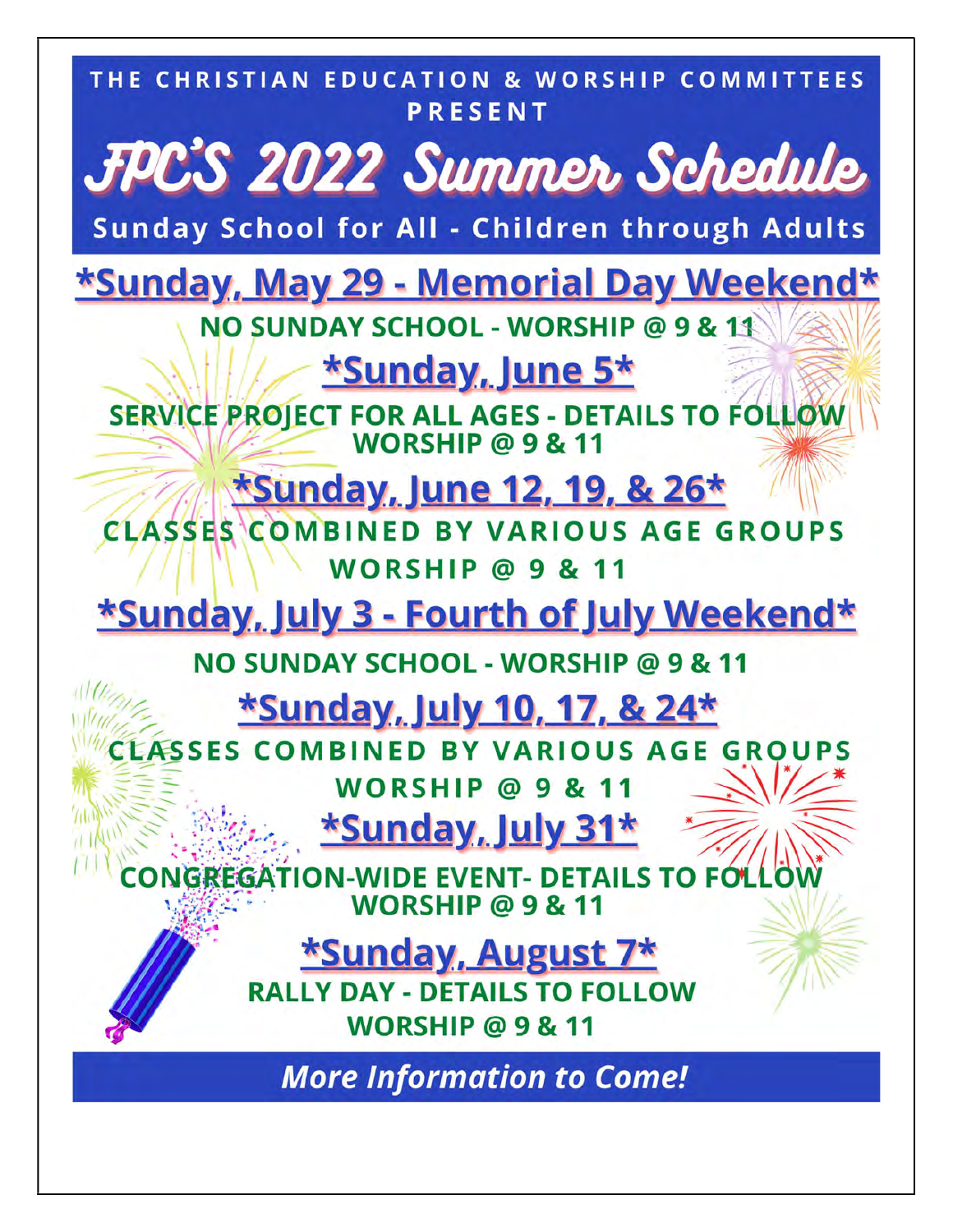THE CHRISTIAN EDUCATION & WORSHIP COMMITTEES PRESENT

# FPC'S 2022 Summer Schedule

**Sunday School for All - Children through Adults**

## *Sunday, May 29 - Memorial Day Weekend*

**NO SUNDAY SCHOOL - WORSHIP @ 9 & 11**

## *Sunday, June 5*

**SERVICE PROJECT FOR ALL AGES - DETAILS TO FOLLOW**
**WORSHIP @ 9 & 11**

## *Sunday, June 12, 19, & 26*

**CLASSES COMBINED BY VARIOUS AGE GROUPS**
**WORSHIP @ 9 & 11**

## *Sunday, July 3 - Fourth of July Weekend*

**NO SUNDAY SCHOOL - WORSHIP @ 9 & 11**

## *Sunday, July 10, 17, & 24*

**CLASSES COMBINED BY VARIOUS AGE GROUPS**
**WORSHIP @ 9 & 11**

## *Sunday, July 31*

**CONGREGATION-WIDE EVENT- DETAILS TO FOLLOW**
**WORSHIP @ 9 & 11**

## *Sunday, August 7*

**RALLY DAY - DETAILS TO FOLLOW**
**WORSHIP @ 9 & 11**

***More Information to Come!***